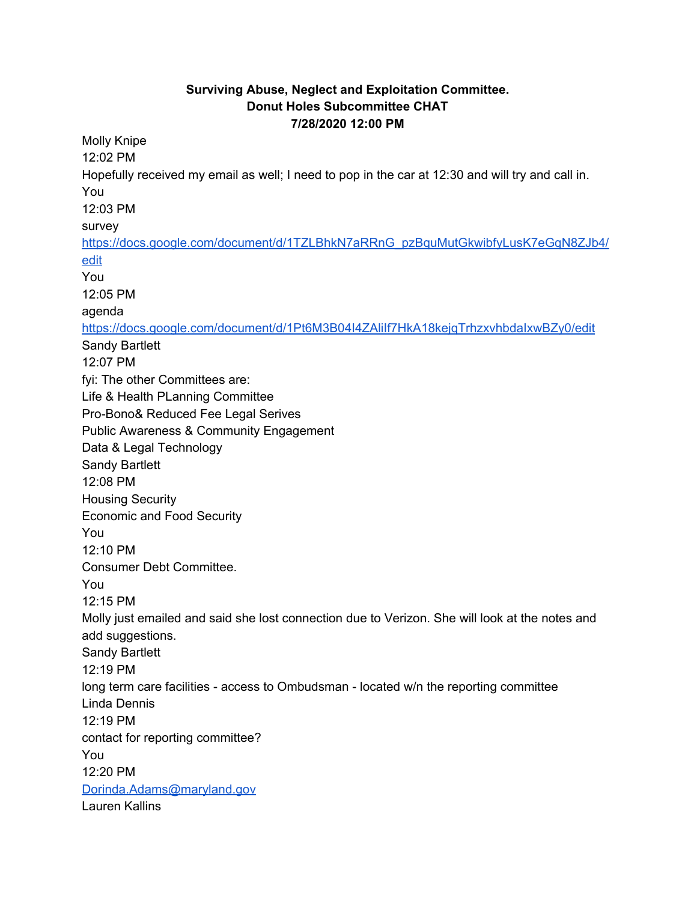**Surviving Abuse, Neglect and Exploitation Committee.**
**Donut Holes Subcommittee CHAT**
**7/28/2020 12:00 PM**

Molly Knipe
12:02 PM
Hopefully received my email as well; I need to pop in the car at 12:30 and will try and call in.
You
12:03 PM
survey
[https://docs.google.com/document/d/1TZLBhkN7aRRnG_pzBquMutGkwibfyLusK7eGqN8ZJb4/edit](https://docs.google.com/document/d/1TZLBhkN7aRRnG_pzBquMutGkwibfyLusK7eGqN8ZJb4/edit)
You
12:05 PM
agenda
[https://docs.google.com/document/d/1Pt6M3B04I4ZAliIf7HkA18kejqTrhzxvhbdaIxwBZy0/edit](https://docs.google.com/document/d/1Pt6M3B04I4ZAliIf7HkA18kejqTrhzxvhbdaIxwBZy0/edit)
Sandy Bartlett
12:07 PM
fyi: The other Committees are:
Life & Health PLanning Committee
Pro-Bono& Reduced Fee Legal Serives
Public Awareness & Community Engagement
Data & Legal Technology
Sandy Bartlett
12:08 PM
Housing Security
Economic and Food Security
You
12:10 PM
Consumer Debt Committee.
You
12:15 PM
Molly just emailed and said she lost connection due to Verizon. She will look at the notes and add suggestions.
Sandy Bartlett
12:19 PM
long term care facilities - access to Ombudsman - located w/n the reporting committee
Linda Dennis
12:19 PM
contact for reporting committee?
You
12:20 PM
[Dorinda.Adams@maryland.gov](mailto:Dorinda.Adams@maryland.gov)
Lauren Kallins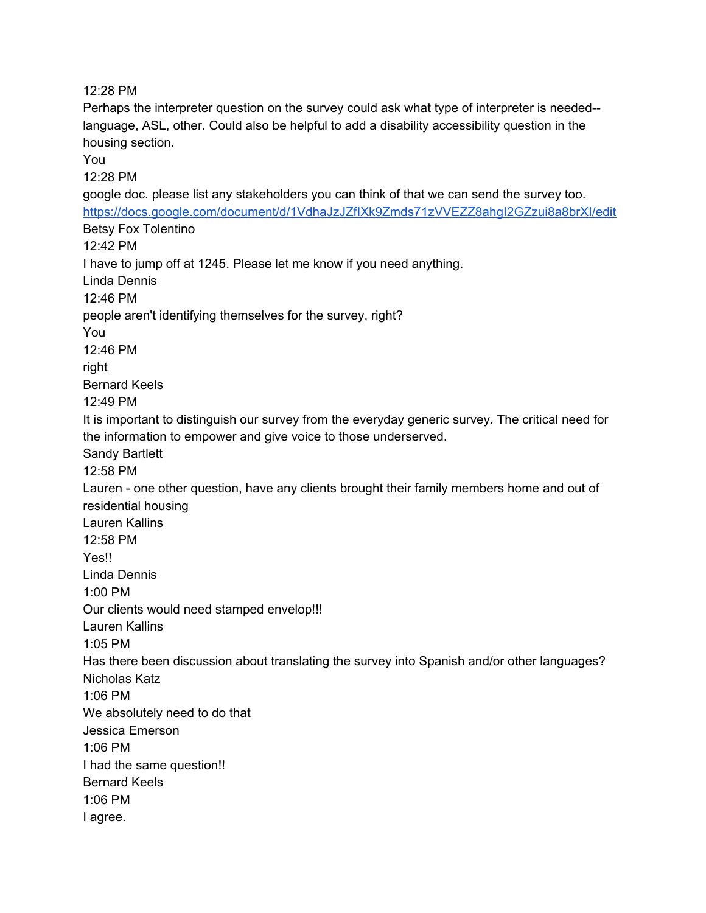12:28 PM
Perhaps the interpreter question on the survey could ask what type of interpreter is needed--language, ASL, other. Could also be helpful to add a disability accessibility question in the housing section.
You
12:28 PM
google doc. please list any stakeholders you can think of that we can send the survey too.
https://docs.google.com/document/d/1VdhaJzJZfIXk9Zmds71zVVEZZ8ahgI2GZzui8a8brXI/edit
Betsy Fox Tolentino
12:42 PM
I have to jump off at 1245. Please let me know if you need anything.
Linda Dennis
12:46 PM
people aren't identifying themselves for the survey, right?
You
12:46 PM
right
Bernard Keels
12:49 PM
It is important to distinguish our survey from the everyday generic survey. The critical need for the information to empower and give voice to those underserved.
Sandy Bartlett
12:58 PM
Lauren - one other question, have any clients brought their family members home and out of residential housing
Lauren Kallins
12:58 PM
Yes!!
Linda Dennis
1:00 PM
Our clients would need stamped envelop!!!
Lauren Kallins
1:05 PM
Has there been discussion about translating the survey into Spanish and/or other languages?
Nicholas Katz
1:06 PM
We absolutely need to do that
Jessica Emerson
1:06 PM
I had the same question!!
Bernard Keels
1:06 PM
I agree.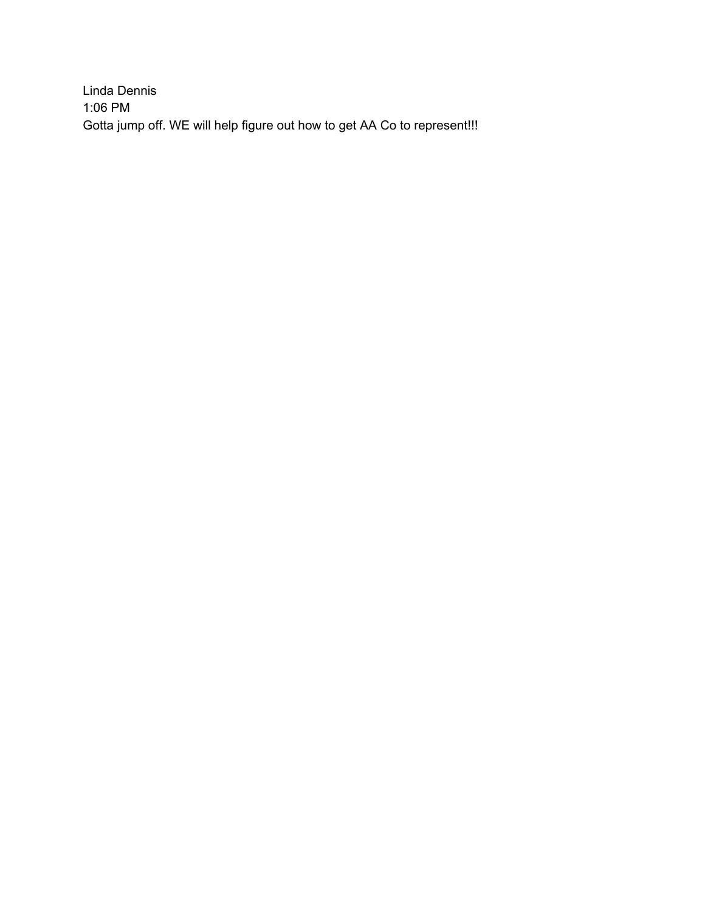Linda Dennis
1:06 PM
Gotta jump off. WE will help figure out how to get AA Co to represent!!!